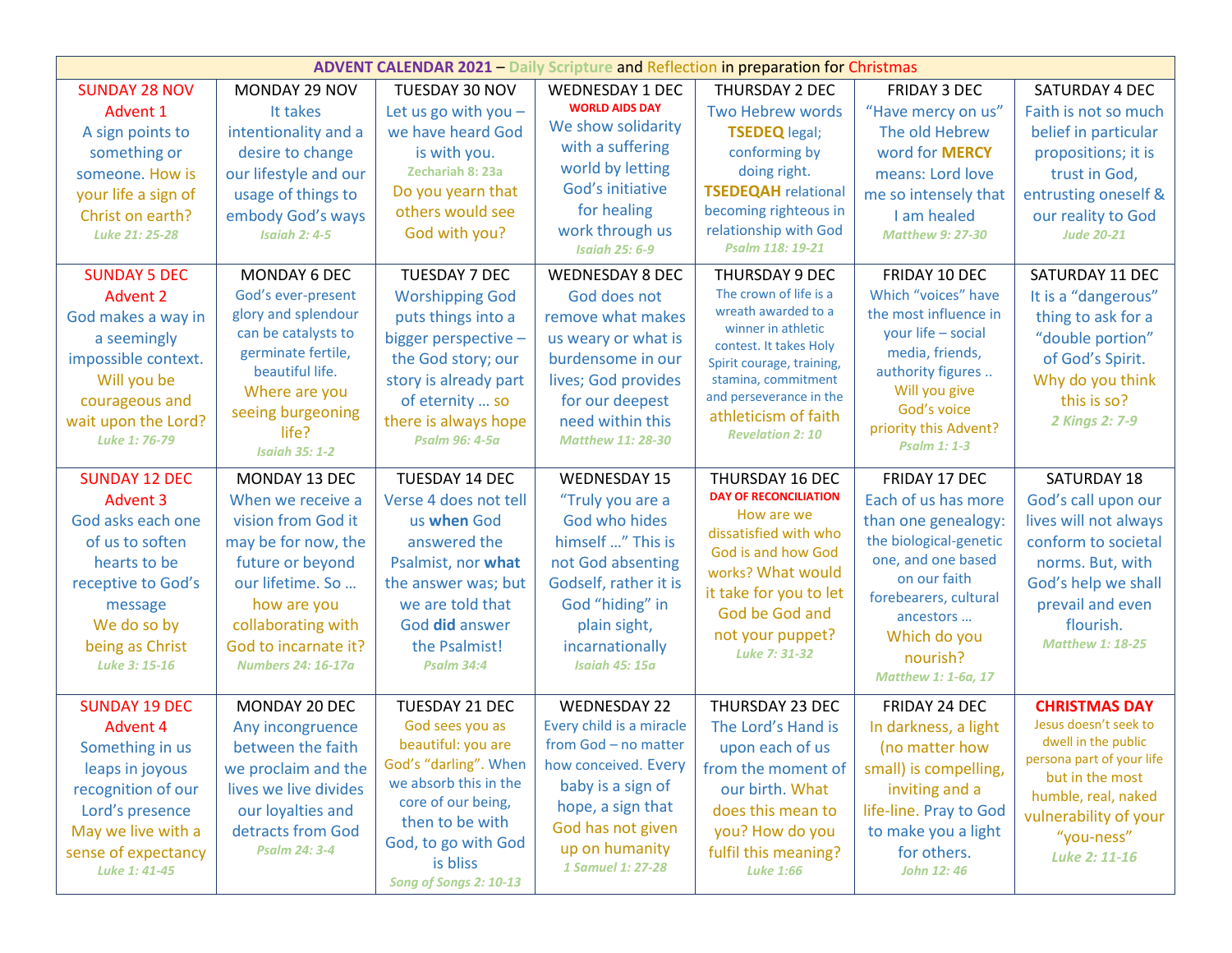# ADVENT CALENDAR 2021 – Daily Scripture and Reflection in preparation for Christmas

| SUNDAY 28 NOV | MONDAY 29 NOV | TUESDAY 30 NOV | WEDNESDAY 1 DEC | THURSDAY 2 DEC | FRIDAY 3 DEC | SATURDAY 4 DEC |
|---|---|---|---|---|---|---|
| Advent 1<br>A sign points to something or someone. How is your life a sign of Christ on earth?<br>*Luke 21: 25-28* | It takes intentionality and a desire to change our lifestyle and our usage of things to embody God's ways<br>*Isaiah 2: 4-5* | Let us go with you – we have heard God is with you.<br>*Zechariah 8: 23a*<br>Do you yearn that others would see God with you? | **WORLD AIDS DAY**<br>We show solidarity with a suffering world by letting God's initiative for healing work through us<br>*Isaiah 25: 6-9* | Two Hebrew words **TSEDEQ** legal; conforming by doing right.<br>**TSEDEQAH** relational becoming righteous in relationship with God<br>*Psalm 118: 19-21* | "Have mercy on us" The old Hebrew word for **MERCY** means: Lord love me so intensely that I am healed<br>*Matthew 9: 27-30* | Faith is not so much belief in particular propositions; it is trust in God, entrusting oneself & our reality to God<br>*Jude 20-21* |
| **SUNDAY 5 DEC**<br>Advent 2<br>God makes a way in a seemingly impossible context.<br>Will you be courageous and wait upon the Lord?<br>*Luke 1: 76-79* | **MONDAY 6 DEC**<br>God's ever-present glory and splendour can be catalysts to germinate fertile, beautiful life.<br>Where are you seeing burgeoning life?<br>*Isaiah 35: 1-2* | **TUESDAY 7 DEC**<br>Worshipping God puts things into a bigger perspective – the God story; our story is already part of eternity … so there is always hope<br>*Psalm 96: 4-5a* | **WEDNESDAY 8 DEC**<br>God does not remove what makes us weary or what is burdensome in our lives; God provides for our deepest need within this<br>*Matthew 11: 28-30* | **THURSDAY 9 DEC**<br>The crown of life is a wreath awarded to a winner in athletic contest. It takes Holy Spirit courage, training, stamina, commitment and perseverance in the athleticism of faith<br>*Revelation 2: 10* | **FRIDAY 10 DEC**<br>Which "voices" have the most influence in your life – social media, friends, authority figures ..<br>Will you give God's voice priority this Advent?<br>*Psalm 1: 1-3* | **SATURDAY 11 DEC**<br>It is a "dangerous" thing to ask for a "double portion" of God's Spirit.<br>Why do you think this is so?<br>*2 Kings 2: 7-9* |
| **SUNDAY 12 DEC**<br>Advent 3<br>God asks each one of us to soften hearts to be receptive to God's message<br>We do so by being as Christ<br>*Luke 3: 15-16* | **MONDAY 13 DEC**<br>When we receive a vision from God it may be for now, the future or beyond our lifetime. So … how are you collaborating with God to incarnate it?<br>*Numbers 24: 16-17a* | **TUESDAY 14 DEC**<br>Verse 4 does not tell us **when** God answered the Psalmist, nor **what** the answer was; but we are told that God **did** answer the Psalmist!<br>*Psalm 34:4* | **WEDNESDAY 15**<br>"Truly you are a God who hides himself …" This is not God absenting Godself, rather it is God "hiding" in plain sight, incarnationally<br>*Isaiah 45: 15a* | **THURSDAY 16 DEC**<br>**DAY OF RECONCILIATION**<br>How are we dissatisfied with who God is and how God works? What would it take for you to let God be God and not your puppet?<br>*Luke 7: 31-32* | **FRIDAY 17 DEC**<br>Each of us has more than one genealogy: the biological-genetic one, and one based on our faith forebearers, cultural ancestors …<br>Which do you nourish?<br>*Matthew 1: 1-6a, 17* | **SATURDAY 18**<br>God's call upon our lives will not always conform to societal norms. But, with God's help we shall prevail and even flourish.<br>*Matthew 1: 18-25* |
| **SUNDAY 19 DEC**<br>Advent 4<br>Something in us leaps in joyous recognition of our Lord's presence<br>May we live with a sense of expectancy<br>*Luke 1: 41-45* | **MONDAY 20 DEC**<br>Any incongruence between the faith we proclaim and the lives we live divides our loyalties and detracts from God<br>*Psalm 24: 3-4* | **TUESDAY 21 DEC**<br>God sees you as beautiful: you are God's "darling". When we absorb this in the core of our being, then to be with God, to go with God is bliss<br>*Song of Songs 2: 10-13* | **WEDNESDAY 22**<br>Every child is a miracle from God – no matter how conceived. Every baby is a sign of hope, a sign that God has not given up on humanity<br>*1 Samuel 1: 27-28* | **THURSDAY 23 DEC**<br>The Lord's Hand is upon each of us from the moment of our birth. What does this mean to you? How do you fulfil this meaning?<br>*Luke 1:66* | **FRIDAY 24 DEC**<br>In darkness, a light (no matter how small) is compelling, inviting and a life-line. Pray to God to make you a light for others.<br>*John 12: 46* | **CHRISTMAS DAY**<br>Jesus doesn't seek to dwell in the public persona part of your life but in the most humble, real, naked vulnerability of your "you-ness"<br>*Luke 2: 11-16* |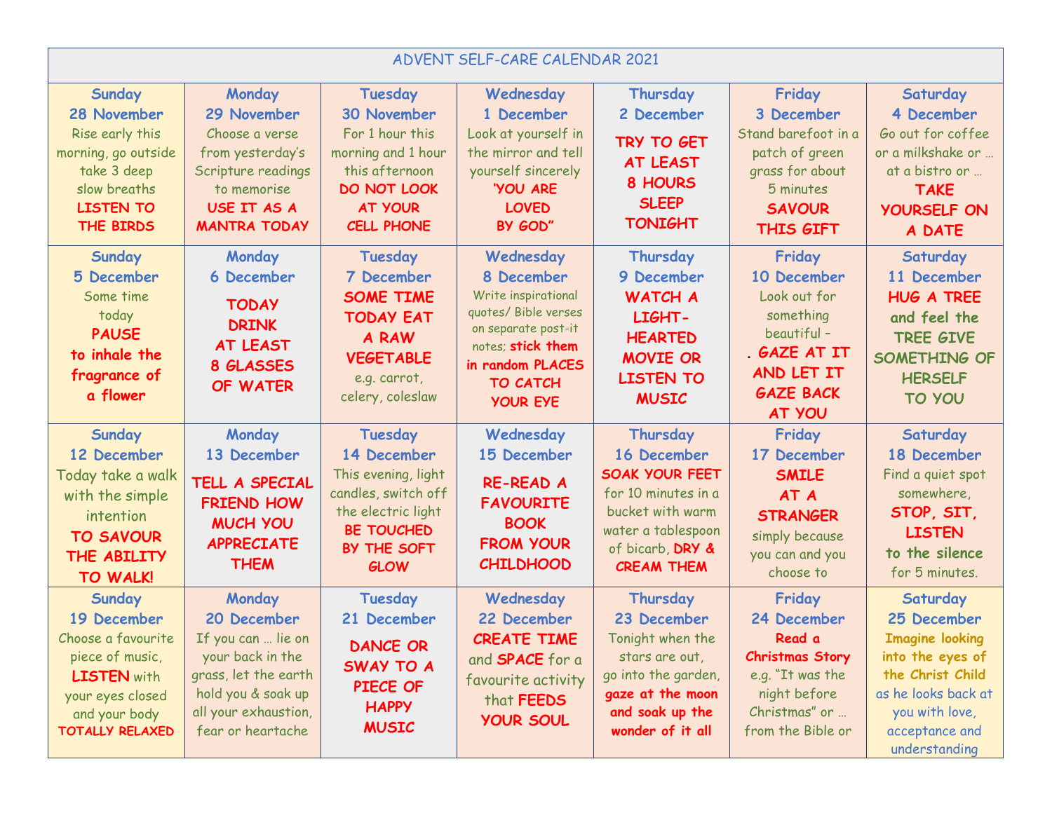# ADVENT SELF-CARE CALENDAR 2021

| Sunday | Monday | Tuesday | Wednesday | Thursday | Friday | Saturday |
|---|---|---|---|---|---|---|
| **28 November** Rise early this morning, go outside take 3 deep slow breaths **LISTEN TO THE BIRDS** | **29 November** Choose a verse from yesterday's Scripture readings to memorise **USE IT AS A MANTRA TODAY** | **30 November** For 1 hour this morning and 1 hour this afternoon **DO NOT LOOK AT YOUR CELL PHONE** | **1 December** Look at yourself in the mirror and tell yourself sincerely **'YOU ARE LOVED BY GOD"** | **2 December** **TRY TO GET AT LEAST 8 HOURS SLEEP TONIGHT** | **3 December** Stand barefoot in a patch of green grass for about 5 minutes **SAVOUR THIS GIFT** | **4 December** Go out for coffee or a milkshake or … at a bistro or … **TAKE YOURSELF ON A DATE** |
| **5 December** Some time today **PAUSE to inhale the fragrance of a flower** | **6 December** **TODAY DRINK AT LEAST 8 GLASSES OF WATER** | **7 December** **SOME TIME TODAY EAT A RAW VEGETABLE** e.g. carrot, celery, coleslaw | **8 December** Write inspirational quotes/ Bible verses on separate post-it notes; **stick them in random PLACES TO CATCH YOUR EYE** | **9 December** **WATCH A LIGHT-HEARTED MOVIE OR LISTEN TO MUSIC** | **10 December** Look out for something beautiful – . **GAZE AT IT AND LET IT GAZE BACK AT YOU** | **11 December** **HUG A TREE and feel the TREE GIVE SOMETHING OF HERSELF TO YOU** |
| **12 December** Today take a walk with the simple intention **TO SAVOUR THE ABILITY TO WALK!** | **13 December** **TELL A SPECIAL FRIEND HOW MUCH YOU APPRECIATE THEM** | **14 December** This evening, light candles, switch off the electric light **BE TOUCHED BY THE SOFT GLOW** | **15 December** **RE-READ A FAVOURITE BOOK FROM YOUR CHILDHOOD** | **16 December** **SOAK YOUR FEET** for 10 minutes in a bucket with warm water a tablespoon of bicarb, **DRY & CREAM THEM** | **17 December** **SMILE AT A STRANGER** simply because you can and you choose to | **18 December** Find a quiet spot somewhere, **STOP, SIT, LISTEN to the silence** for 5 minutes. |
| **19 December** Choose a favourite piece of music, **LISTEN** with your eyes closed and your body **TOTALLY RELAXED** | **20 December** If you can … lie on your back in the grass, let the earth hold you & soak up all your exhaustion, fear or heartache | **21 December** **DANCE OR SWAY TO A PIECE OF HAPPY MUSIC** | **22 December** **CREATE TIME** and **SPACE** for a favourite activity that **FEEDS YOUR SOUL** | **23 December** Tonight when the stars are out, go into the garden, **gaze at the moon and soak up the wonder of it all** | **24 December** **Read a Christmas Story** e.g. "It was the night before Christmas" or … from the Bible or | **25 December** **Imagine looking into the eyes of the Christ Child** as he looks back at you with love, acceptance and understanding |